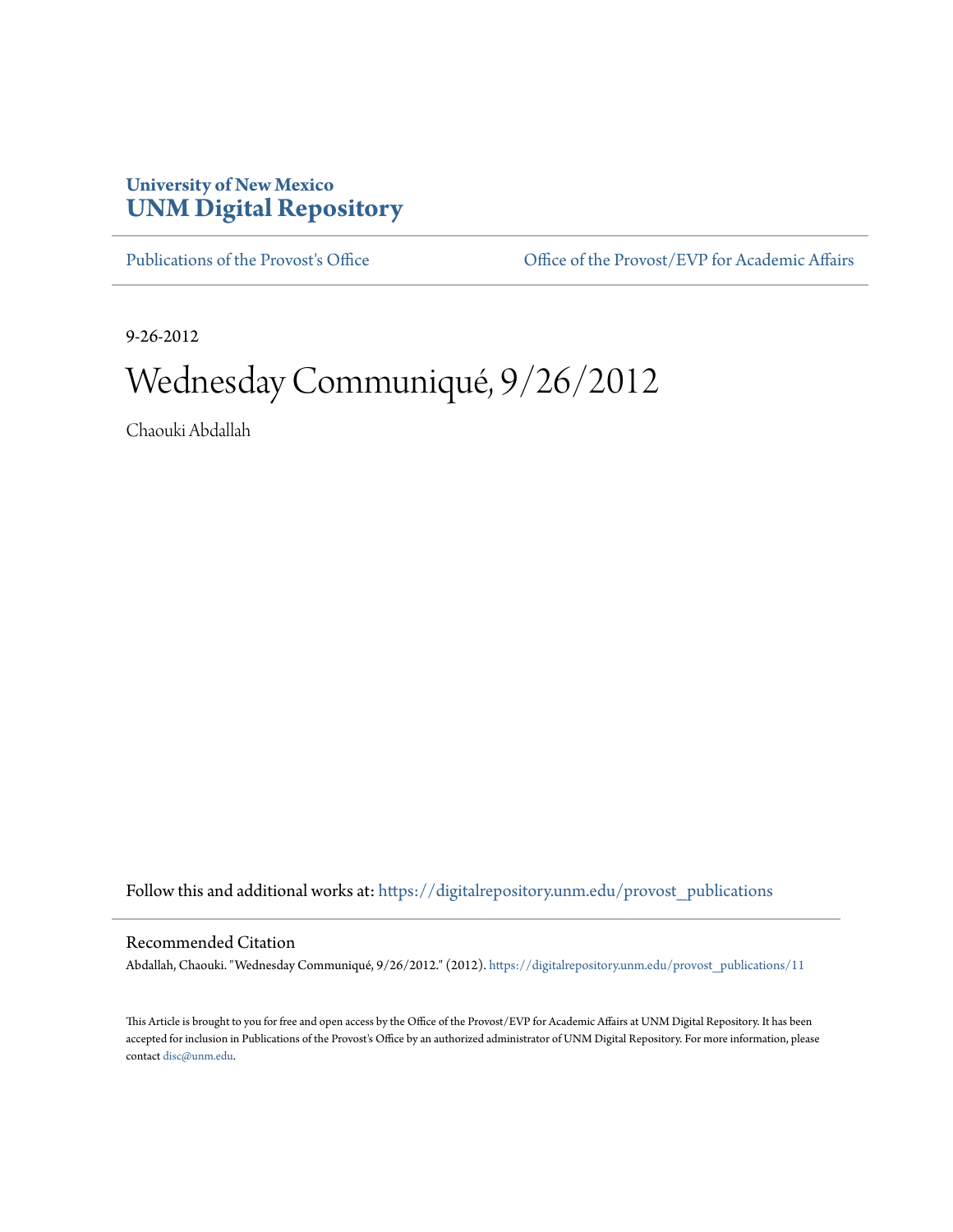University of New Mexico
# UNM Digital Repository

Publications of the Provost's Office | Office of the Provost/EVP for Academic Affairs

9-26-2012

# Wednesday Communiqué, 9/26/2012

Chaouki Abdallah

Follow this and additional works at: https://digitalrepository.unm.edu/provost_publications

## Recommended Citation

Abdallah, Chaouki. "Wednesday Communiqué, 9/26/2012." (2012). https://digitalrepository.unm.edu/provost_publications/11

This Article is brought to you for free and open access by the Office of the Provost/EVP for Academic Affairs at UNM Digital Repository. It has been accepted for inclusion in Publications of the Provost's Office by an authorized administrator of UNM Digital Repository. For more information, please contact disc@unm.edu.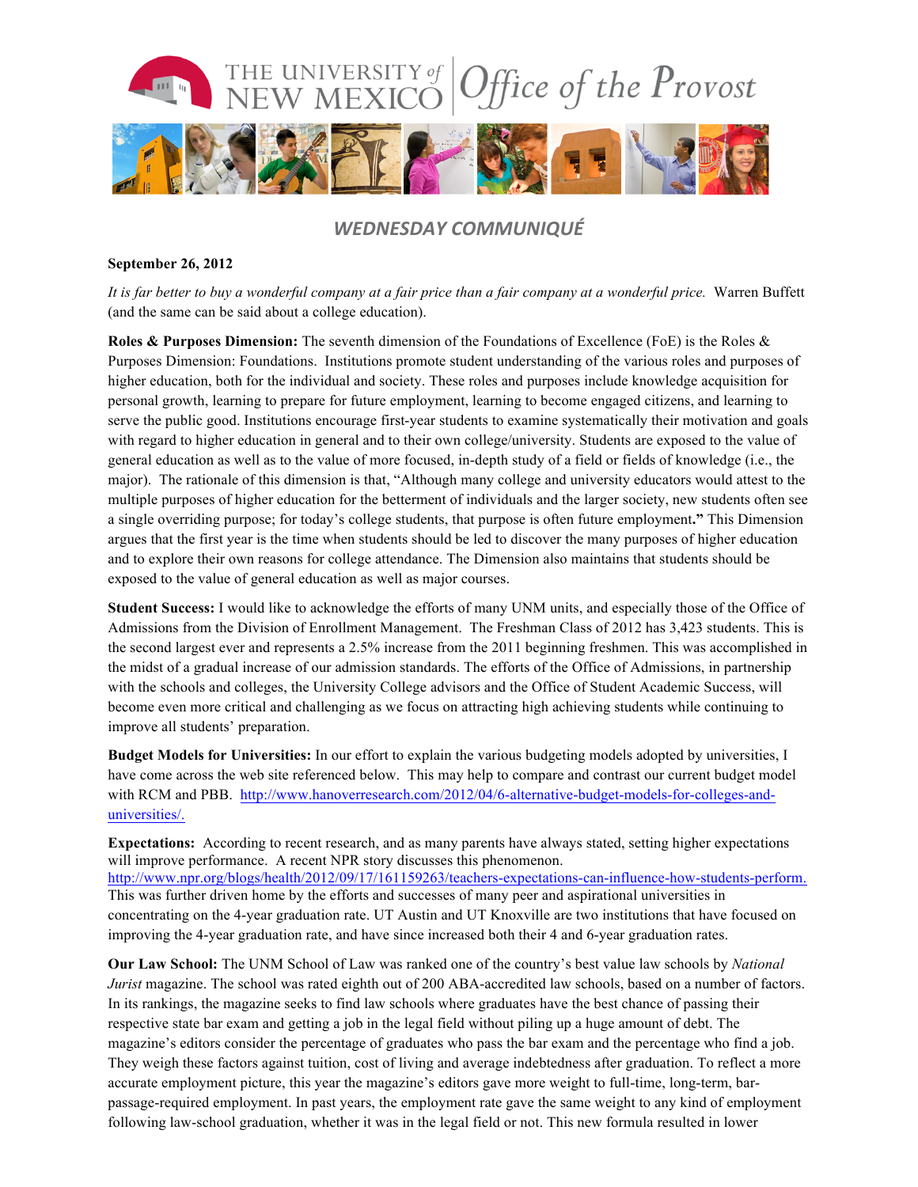THE UNIVERSITY of NEW MEXICO | Office of the Provost

## *WEDNESDAY COMMUNIQUÉ*

**September 26, 2012**

*It is far better to buy a wonderful company at a fair price than a fair company at a wonderful price.* Warren Buffett (and the same can be said about a college education).

**Roles & Purposes Dimension:** The seventh dimension of the Foundations of Excellence (FoE) is the Roles & Purposes Dimension: Foundations. Institutions promote student understanding of the various roles and purposes of higher education, both for the individual and society. These roles and purposes include knowledge acquisition for personal growth, learning to prepare for future employment, learning to become engaged citizens, and learning to serve the public good. Institutions encourage first-year students to examine systematically their motivation and goals with regard to higher education in general and to their own college/university. Students are exposed to the value of general education as well as to the value of more focused, in-depth study of a field or fields of knowledge (i.e., the major). The rationale of this dimension is that, "Although many college and university educators would attest to the multiple purposes of higher education for the betterment of individuals and the larger society, new students often see a single overriding purpose; for today's college students, that purpose is often future employment**."** This Dimension argues that the first year is the time when students should be led to discover the many purposes of higher education and to explore their own reasons for college attendance. The Dimension also maintains that students should be exposed to the value of general education as well as major courses.

**Student Success:** I would like to acknowledge the efforts of many UNM units, and especially those of the Office of Admissions from the Division of Enrollment Management. The Freshman Class of 2012 has 3,423 students. This is the second largest ever and represents a 2.5% increase from the 2011 beginning freshmen. This was accomplished in the midst of a gradual increase of our admission standards. The efforts of the Office of Admissions, in partnership with the schools and colleges, the University College advisors and the Office of Student Academic Success, will become even more critical and challenging as we focus on attracting high achieving students while continuing to improve all students' preparation.

**Budget Models for Universities:** In our effort to explain the various budgeting models adopted by universities, I have come across the web site referenced below. This may help to compare and contrast our current budget model with RCM and PBB. http://www.hanoverresearch.com/2012/04/6-alternative-budget-models-for-colleges-and-universities/.

**Expectations:** According to recent research, and as many parents have always stated, setting higher expectations will improve performance. A recent NPR story discusses this phenomenon. http://www.npr.org/blogs/health/2012/09/17/161159263/teachers-expectations-can-influence-how-students-perform. This was further driven home by the efforts and successes of many peer and aspirational universities in concentrating on the 4-year graduation rate. UT Austin and UT Knoxville are two institutions that have focused on improving the 4-year graduation rate, and have since increased both their 4 and 6-year graduation rates.

**Our Law School:** The UNM School of Law was ranked one of the country's best value law schools by *National Jurist* magazine. The school was rated eighth out of 200 ABA-accredited law schools, based on a number of factors. In its rankings, the magazine seeks to find law schools where graduates have the best chance of passing their respective state bar exam and getting a job in the legal field without piling up a huge amount of debt. The magazine's editors consider the percentage of graduates who pass the bar exam and the percentage who find a job. They weigh these factors against tuition, cost of living and average indebtedness after graduation. To reflect a more accurate employment picture, this year the magazine's editors gave more weight to full-time, long-term, bar-passage-required employment. In past years, the employment rate gave the same weight to any kind of employment following law-school graduation, whether it was in the legal field or not. This new formula resulted in lower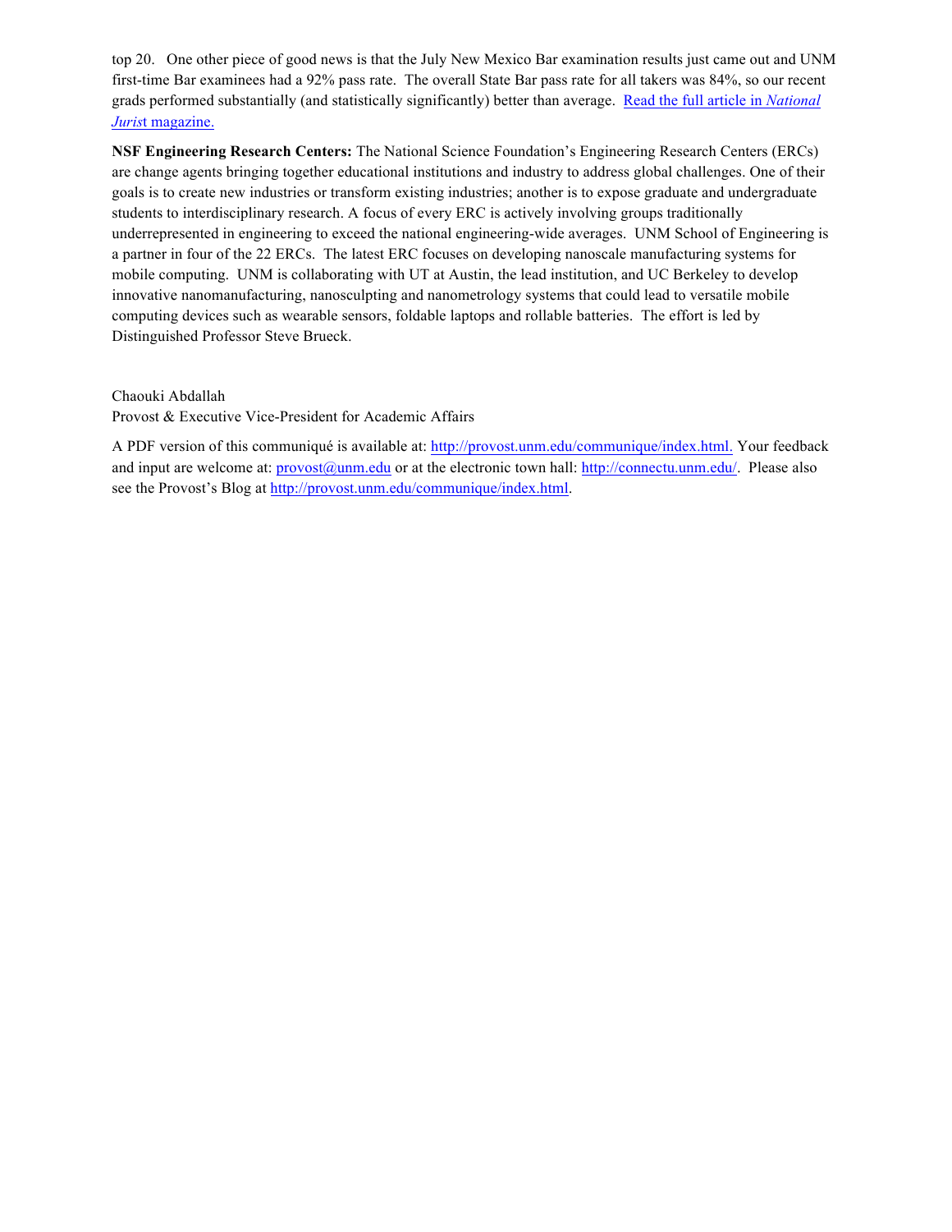top 20. One other piece of good news is that the July New Mexico Bar examination results just came out and UNM first-time Bar examinees had a 92% pass rate. The overall State Bar pass rate for all takers was 84%, so our recent grads performed substantially (and statistically significantly) better than average. [Read the full article in *National Jurist* magazine.]

**NSF Engineering Research Centers:** The National Science Foundation's Engineering Research Centers (ERCs) are change agents bringing together educational institutions and industry to address global challenges. One of their goals is to create new industries or transform existing industries; another is to expose graduate and undergraduate students to interdisciplinary research. A focus of every ERC is actively involving groups traditionally underrepresented in engineering to exceed the national engineering-wide averages. UNM School of Engineering is a partner in four of the 22 ERCs. The latest ERC focuses on developing nanoscale manufacturing systems for mobile computing. UNM is collaborating with UT at Austin, the lead institution, and UC Berkeley to develop innovative nanomanufacturing, nanosculpting and nanometrology systems that could lead to versatile mobile computing devices such as wearable sensors, foldable laptops and rollable batteries. The effort is led by Distinguished Professor Steve Brueck.

Chaouki Abdallah
Provost & Executive Vice-President for Academic Affairs

A PDF version of this communiqué is available at: http://provost.unm.edu/communique/index.html. Your feedback and input are welcome at: provost@unm.edu or at the electronic town hall: http://connectu.unm.edu/. Please also see the Provost's Blog at http://provost.unm.edu/communique/index.html.